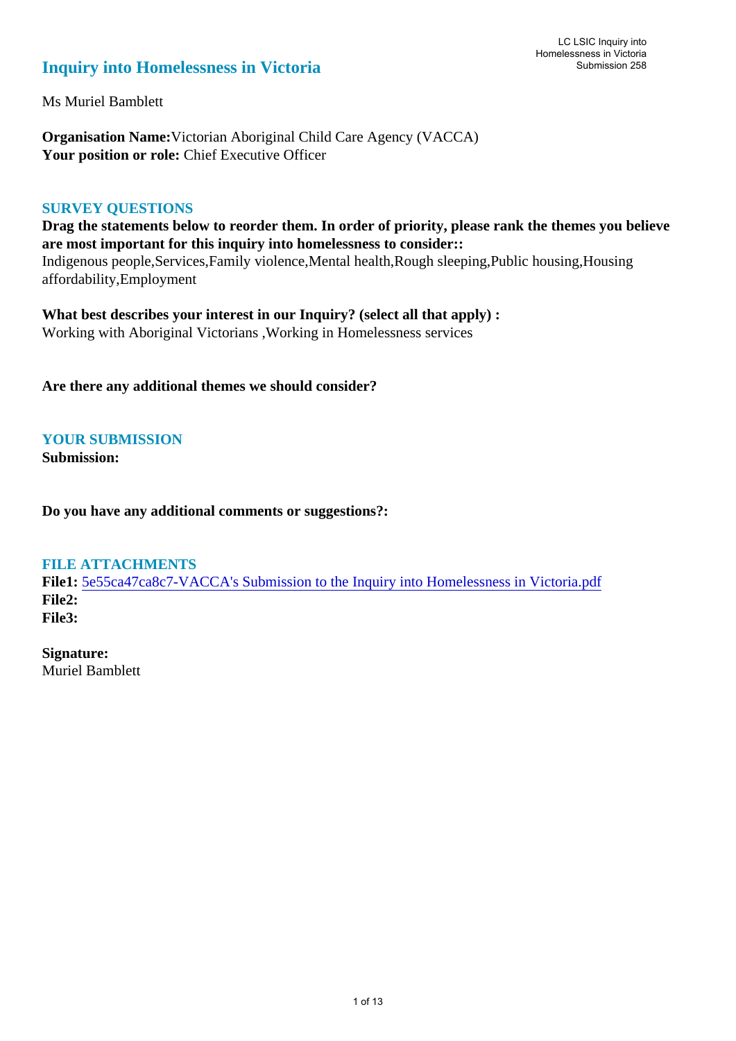# Inquiry into Homelessness in Victoria

LC LSIC Inquiry into Homelessness in Victoria
Submission 258

Ms Muriel Bamblett

**Organisation Name:** Victorian Aboriginal Child Care Agency (VACCA)
**Your position or role:** Chief Executive Officer

## SURVEY QUESTIONS

**Drag the statements below to reorder them. In order of priority, please rank the themes you believe are most important for this inquiry into homelessness to consider::**
Indigenous people,Services,Family violence,Mental health,Rough sleeping,Public housing,Housing affordability,Employment

**What best describes your interest in our Inquiry? (select all that apply) :**
Working with Aboriginal Victorians ,Working in Homelessness services

**Are there any additional themes we should consider?**

## YOUR SUBMISSION

**Submission:**

**Do you have any additional comments or suggestions?:**

## FILE ATTACHMENTS

**File1:** 5e55ca47ca8c7-VACCA's Submission to the Inquiry into Homelessness in Victoria.pdf
**File2:**
**File3:**

**Signature:**
Muriel Bamblett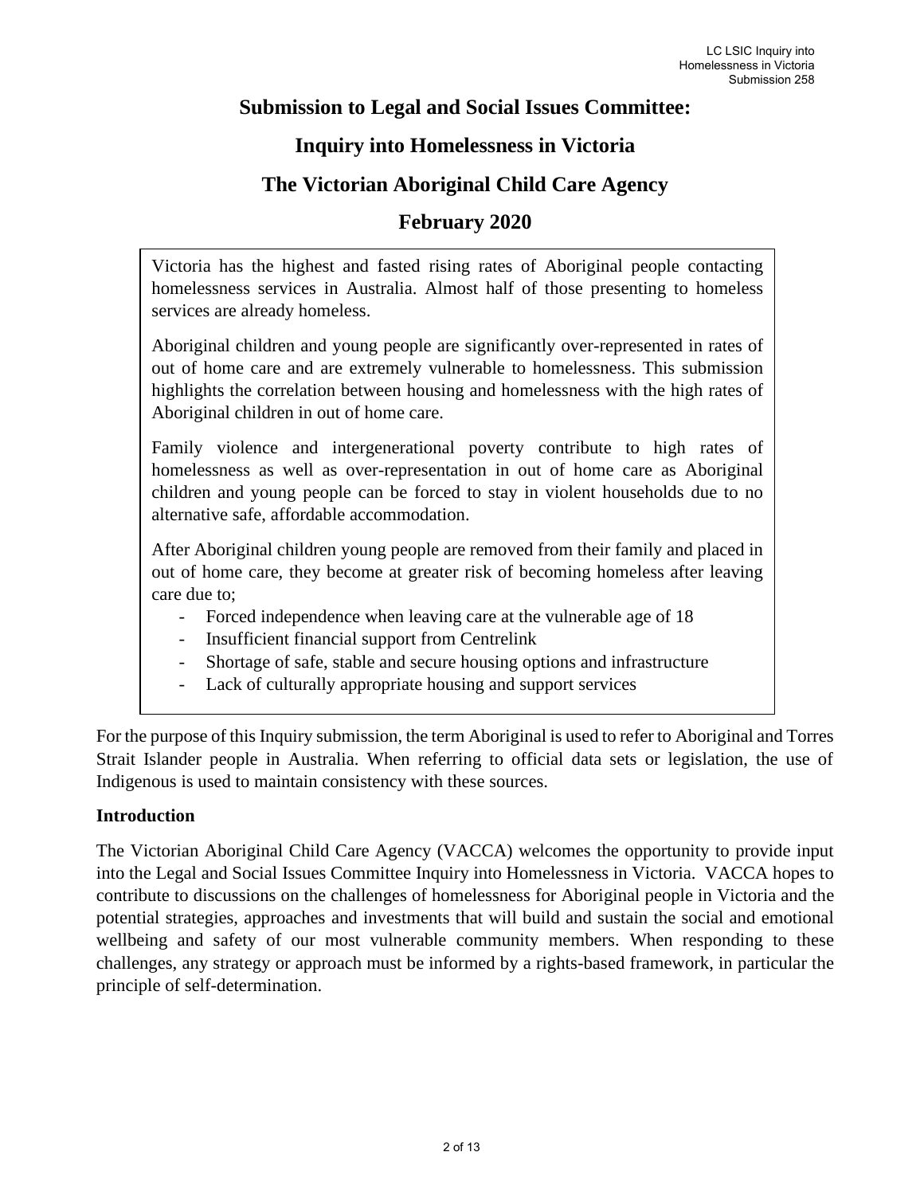# Submission to Legal and Social Issues Committee:

# Inquiry into Homelessness in Victoria

# The Victorian Aboriginal Child Care Agency

# February 2020

Victoria has the highest and fasted rising rates of Aboriginal people contacting homelessness services in Australia. Almost half of those presenting to homeless services are already homeless.

Aboriginal children and young people are significantly over-represented in rates of out of home care and are extremely vulnerable to homelessness. This submission highlights the correlation between housing and homelessness with the high rates of Aboriginal children in out of home care.

Family violence and intergenerational poverty contribute to high rates of homelessness as well as over-representation in out of home care as Aboriginal children and young people can be forced to stay in violent households due to no alternative safe, affordable accommodation.

After Aboriginal children young people are removed from their family and placed in out of home care, they become at greater risk of becoming homeless after leaving care due to;

- Forced independence when leaving care at the vulnerable age of 18
- Insufficient financial support from Centrelink
- Shortage of safe, stable and secure housing options and infrastructure
- Lack of culturally appropriate housing and support services

For the purpose of this Inquiry submission, the term Aboriginal is used to refer to Aboriginal and Torres Strait Islander people in Australia. When referring to official data sets or legislation, the use of Indigenous is used to maintain consistency with these sources.

## Introduction

The Victorian Aboriginal Child Care Agency (VACCA) welcomes the opportunity to provide input into the Legal and Social Issues Committee Inquiry into Homelessness in Victoria. VACCA hopes to contribute to discussions on the challenges of homelessness for Aboriginal people in Victoria and the potential strategies, approaches and investments that will build and sustain the social and emotional wellbeing and safety of our most vulnerable community members. When responding to these challenges, any strategy or approach must be informed by a rights-based framework, in particular the principle of self-determination.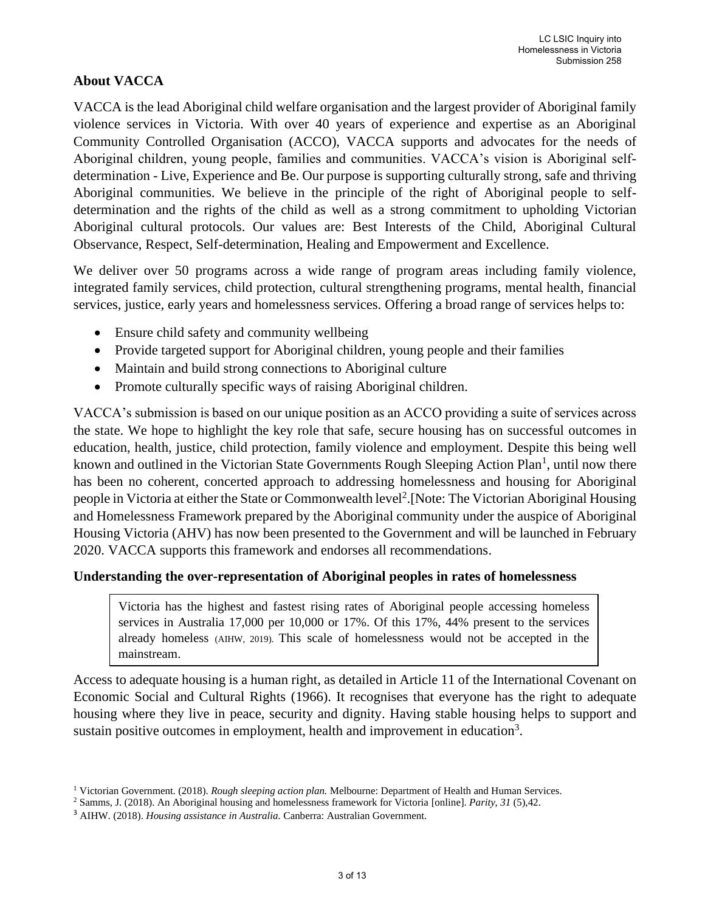## About VACCA

VACCA is the lead Aboriginal child welfare organisation and the largest provider of Aboriginal family violence services in Victoria. With over 40 years of experience and expertise as an Aboriginal Community Controlled Organisation (ACCO), VACCA supports and advocates for the needs of Aboriginal children, young people, families and communities. VACCA's vision is Aboriginal self-determination - Live, Experience and Be. Our purpose is supporting culturally strong, safe and thriving Aboriginal communities. We believe in the principle of the right of Aboriginal people to self-determination and the rights of the child as well as a strong commitment to upholding Victorian Aboriginal cultural protocols. Our values are: Best Interests of the Child, Aboriginal Cultural Observance, Respect, Self-determination, Healing and Empowerment and Excellence.

We deliver over 50 programs across a wide range of program areas including family violence, integrated family services, child protection, cultural strengthening programs, mental health, financial services, justice, early years and homelessness services. Offering a broad range of services helps to:

- Ensure child safety and community wellbeing
- Provide targeted support for Aboriginal children, young people and their families
- Maintain and build strong connections to Aboriginal culture
- Promote culturally specific ways of raising Aboriginal children.

VACCA's submission is based on our unique position as an ACCO providing a suite of services across the state. We hope to highlight the key role that safe, secure housing has on successful outcomes in education, health, justice, child protection, family violence and employment. Despite this being well known and outlined in the Victorian State Governments Rough Sleeping Action Plan[1], until now there has been no coherent, concerted approach to addressing homelessness and housing for Aboriginal people in Victoria at either the State or Commonwealth level[2].[Note: The Victorian Aboriginal Housing and Homelessness Framework prepared by the Aboriginal community under the auspice of Aboriginal Housing Victoria (AHV) has now been presented to the Government and will be launched in February 2020. VACCA supports this framework and endorses all recommendations.

## Understanding the over-representation of Aboriginal peoples in rates of homelessness

> Victoria has the highest and fastest rising rates of Aboriginal people accessing homeless services in Australia 17,000 per 10,000 or 17%. Of this 17%, 44% present to the services already homeless (AIHW, 2019). This scale of homelessness would not be accepted in the mainstream.

Access to adequate housing is a human right, as detailed in Article 11 of the International Covenant on Economic Social and Cultural Rights (1966). It recognises that everyone has the right to adequate housing where they live in peace, security and dignity. Having stable housing helps to support and sustain positive outcomes in employment, health and improvement in education[3].

---

[1] Victorian Government. (2018). *Rough sleeping action plan.* Melbourne: Department of Health and Human Services.

[2] Samms, J. (2018). An Aboriginal housing and homelessness framework for Victoria [online]. *Parity, 31* (5),42.

[3] AIHW. (2018). *Housing assistance in Australia.* Canberra: Australian Government.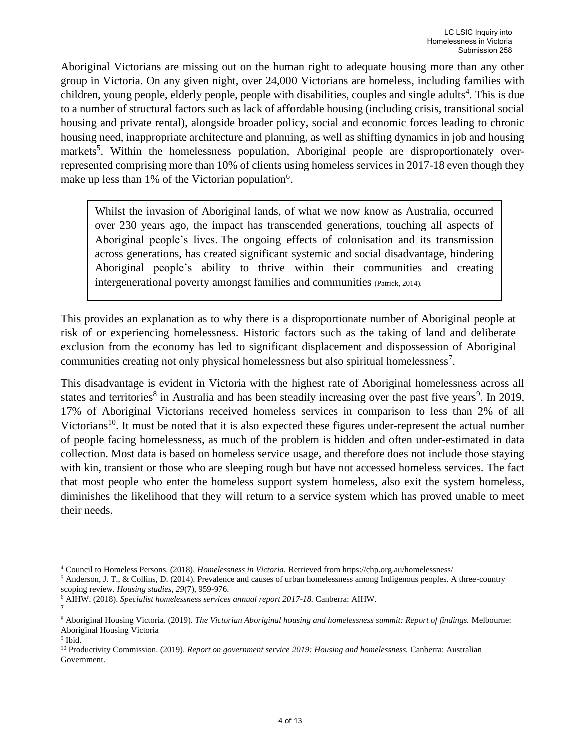Aboriginal Victorians are missing out on the human right to adequate housing more than any other group in Victoria. On any given night, over 24,000 Victorians are homeless, including families with children, young people, elderly people, people with disabilities, couples and single adults[4]. This is due to a number of structural factors such as lack of affordable housing (including crisis, transitional social housing and private rental), alongside broader policy, social and economic forces leading to chronic housing need, inappropriate architecture and planning, as well as shifting dynamics in job and housing markets[5]. Within the homelessness population, Aboriginal people are disproportionately over-represented comprising more than 10% of clients using homeless services in 2017-18 even though they make up less than 1% of the Victorian population[6].

> Whilst the invasion of Aboriginal lands, of what we now know as Australia, occurred over 230 years ago, the impact has transcended generations, touching all aspects of Aboriginal people's lives. The ongoing effects of colonisation and its transmission across generations, has created significant systemic and social disadvantage, hindering Aboriginal people's ability to thrive within their communities and creating intergenerational poverty amongst families and communities (Patrick, 2014).

This provides an explanation as to why there is a disproportionate number of Aboriginal people at risk of or experiencing homelessness. Historic factors such as the taking of land and deliberate exclusion from the economy has led to significant displacement and dispossession of Aboriginal communities creating not only physical homelessness but also spiritual homelessness[7].

This disadvantage is evident in Victoria with the highest rate of Aboriginal homelessness across all states and territories[8] in Australia and has been steadily increasing over the past five years[9]. In 2019, 17% of Aboriginal Victorians received homeless services in comparison to less than 2% of all Victorians[10]. It must be noted that it is also expected these figures under-represent the actual number of people facing homelessness, as much of the problem is hidden and often under-estimated in data collection. Most data is based on homeless service usage, and therefore does not include those staying with kin, transient or those who are sleeping rough but have not accessed homeless services. The fact that most people who enter the homeless support system homeless, also exit the system homeless, diminishes the likelihood that they will return to a service system which has proved unable to meet their needs.

---

[4] Council to Homeless Persons. (2018). *Homelessness in Victoria*. Retrieved from https://chp.org.au/homelessness/

[5] Anderson, J. T., & Collins, D. (2014). Prevalence and causes of urban homelessness among Indigenous peoples. A three-country scoping review. *Housing studies, 29*(7), 959-976.

[6] AIHW. (2018). *Specialist homelessness services annual report 2017-18.* Canberra: AIHW.

[7]

[8] Aboriginal Housing Victoria. (2019). *The Victorian Aboriginal housing and homelessness summit: Report of findings.* Melbourne: Aboriginal Housing Victoria

[9] Ibid.

[10] Productivity Commission. (2019). *Report on government service 2019: Housing and homelessness.* Canberra: Australian Government.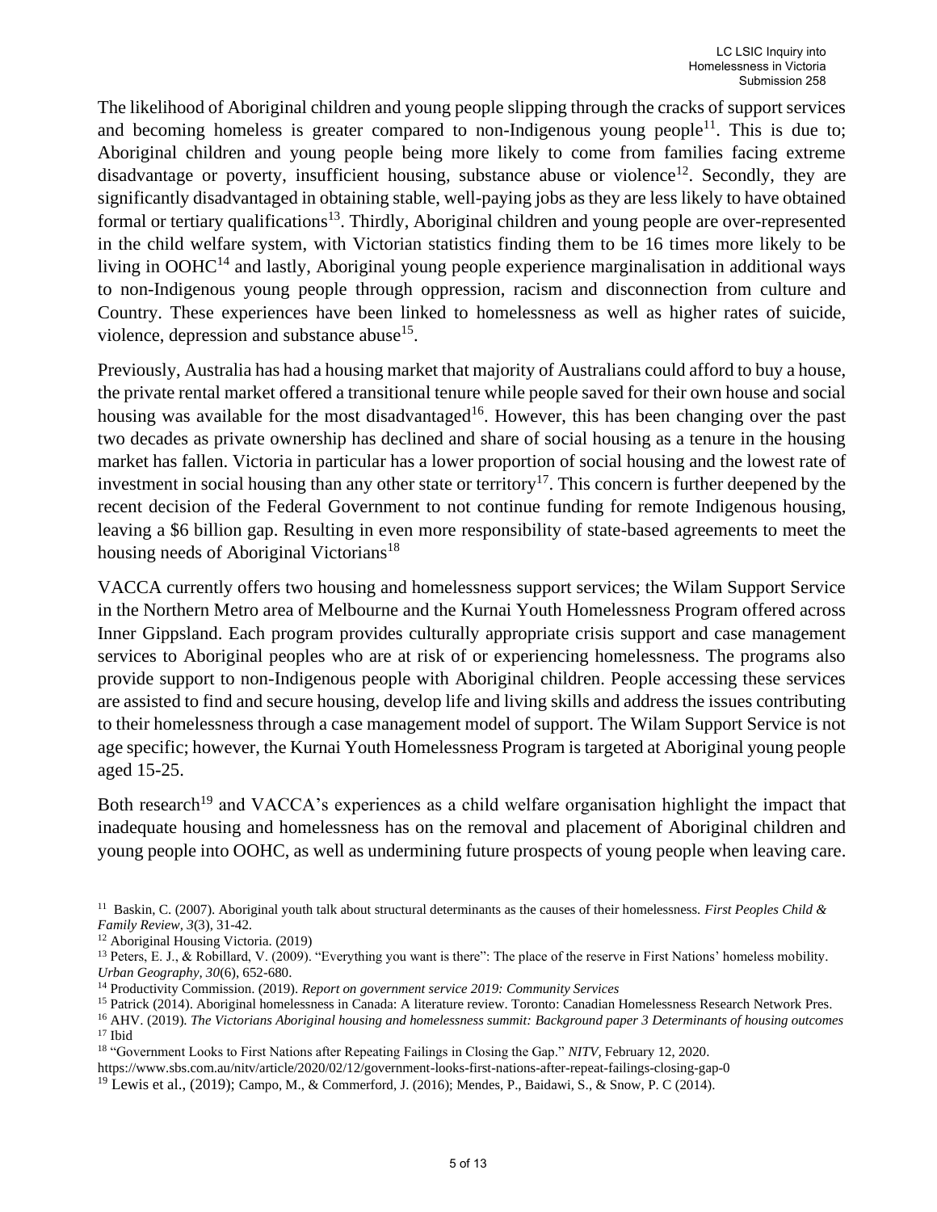The likelihood of Aboriginal children and young people slipping through the cracks of support services and becoming homeless is greater compared to non-Indigenous young people[11]. This is due to; Aboriginal children and young people being more likely to come from families facing extreme disadvantage or poverty, insufficient housing, substance abuse or violence[12]. Secondly, they are significantly disadvantaged in obtaining stable, well-paying jobs as they are less likely to have obtained formal or tertiary qualifications[13]. Thirdly, Aboriginal children and young people are over-represented in the child welfare system, with Victorian statistics finding them to be 16 times more likely to be living in OOHC[14] and lastly, Aboriginal young people experience marginalisation in additional ways to non-Indigenous young people through oppression, racism and disconnection from culture and Country. These experiences have been linked to homelessness as well as higher rates of suicide, violence, depression and substance abuse[15].

Previously, Australia has had a housing market that majority of Australians could afford to buy a house, the private rental market offered a transitional tenure while people saved for their own house and social housing was available for the most disadvantaged[16]. However, this has been changing over the past two decades as private ownership has declined and share of social housing as a tenure in the housing market has fallen. Victoria in particular has a lower proportion of social housing and the lowest rate of investment in social housing than any other state or territory[17]. This concern is further deepened by the recent decision of the Federal Government to not continue funding for remote Indigenous housing, leaving a $6 billion gap. Resulting in even more responsibility of state-based agreements to meet the housing needs of Aboriginal Victorians[18]

VACCA currently offers two housing and homelessness support services; the Wilam Support Service in the Northern Metro area of Melbourne and the Kurnai Youth Homelessness Program offered across Inner Gippsland. Each program provides culturally appropriate crisis support and case management services to Aboriginal peoples who are at risk of or experiencing homelessness. The programs also provide support to non-Indigenous people with Aboriginal children. People accessing these services are assisted to find and secure housing, develop life and living skills and address the issues contributing to their homelessness through a case management model of support. The Wilam Support Service is not age specific; however, the Kurnai Youth Homelessness Program is targeted at Aboriginal young people aged 15-25.

Both research[19] and VACCA's experiences as a child welfare organisation highlight the impact that inadequate housing and homelessness has on the removal and placement of Aboriginal children and young people into OOHC, as well as undermining future prospects of young people when leaving care.

---

[11] Baskin, C. (2007). Aboriginal youth talk about structural determinants as the causes of their homelessness. *First Peoples Child & Family Review, 3*(3), 31-42.

[12] Aboriginal Housing Victoria. (2019)

[13] Peters, E. J., & Robillard, V. (2009). "Everything you want is there": The place of the reserve in First Nations' homeless mobility. *Urban Geography, 30*(6), 652-680.

[14] Productivity Commission. (2019). *Report on government service 2019: Community Services*

[15] Patrick (2014). Aboriginal homelessness in Canada: A literature review. Toronto: Canadian Homelessness Research Network Pres.

[16] AHV. (2019). *The Victorians Aboriginal housing and homelessness summit: Background paper 3 Determinants of housing outcomes*

[17] Ibid

[18] "Government Looks to First Nations after Repeating Failings in Closing the Gap." *NITV*, February 12, 2020. https://www.sbs.com.au/nitv/article/2020/02/12/government-looks-first-nations-after-repeat-failings-closing-gap-0

[19] Lewis et al., (2019); Campo, M., & Commerford, J. (2016); Mendes, P., Baidawi, S., & Snow, P. C (2014).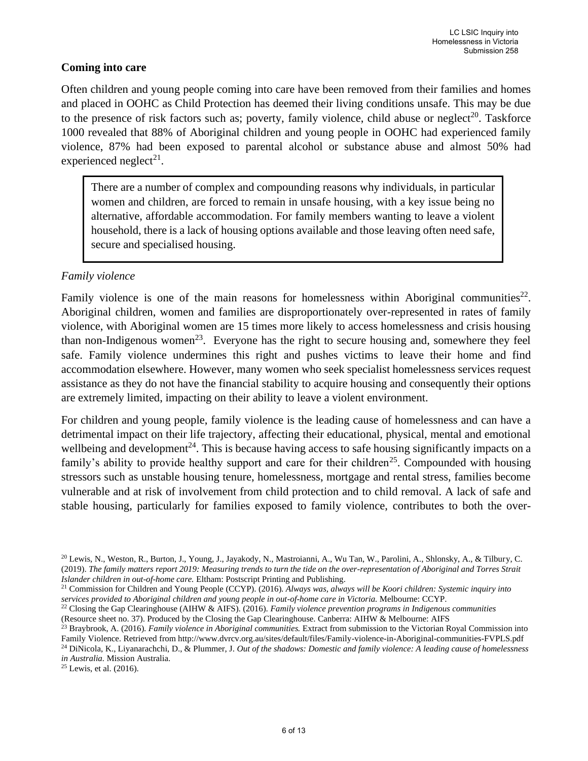## Coming into care

Often children and young people coming into care have been removed from their families and homes and placed in OOHC as Child Protection has deemed their living conditions unsafe. This may be due to the presence of risk factors such as; poverty, family violence, child abuse or neglect[20]. Taskforce 1000 revealed that 88% of Aboriginal children and young people in OOHC had experienced family violence, 87% had been exposed to parental alcohol or substance abuse and almost 50% had experienced neglect[21].

> There are a number of complex and compounding reasons why individuals, in particular women and children, are forced to remain in unsafe housing, with a key issue being no alternative, affordable accommodation. For family members wanting to leave a violent household, there is a lack of housing options available and those leaving often need safe, secure and specialised housing.

### *Family violence*

Family violence is one of the main reasons for homelessness within Aboriginal communities[22]. Aboriginal children, women and families are disproportionately over-represented in rates of family violence, with Aboriginal women are 15 times more likely to access homelessness and crisis housing than non-Indigenous women[23]. Everyone has the right to secure housing and, somewhere they feel safe. Family violence undermines this right and pushes victims to leave their home and find accommodation elsewhere. However, many women who seek specialist homelessness services request assistance as they do not have the financial stability to acquire housing and consequently their options are extremely limited, impacting on their ability to leave a violent environment.

For children and young people, family violence is the leading cause of homelessness and can have a detrimental impact on their life trajectory, affecting their educational, physical, mental and emotional wellbeing and development[24]. This is because having access to safe housing significantly impacts on a family's ability to provide healthy support and care for their children[25]. Compounded with housing stressors such as unstable housing tenure, homelessness, mortgage and rental stress, families become vulnerable and at risk of involvement from child protection and to child removal. A lack of safe and stable housing, particularly for families exposed to family violence, contributes to both the over-

---

[20] Lewis, N., Weston, R., Burton, J., Young, J., Jayakody, N., Mastroianni, A., Wu Tan, W., Parolini, A., Shlonsky, A., & Tilbury, C. (2019). *The family matters report 2019: Measuring trends to turn the tide on the over-representation of Aboriginal and Torres Strait Islander children in out-of-home care.* Eltham: Postscript Printing and Publishing.

[21] Commission for Children and Young People (CCYP). (2016). *Always was, always will be Koori children: Systemic inquiry into services provided to Aboriginal children and young people in out-of-home care in Victoria.* Melbourne: CCYP.

[22] Closing the Gap Clearinghouse (AIHW & AIFS). (2016). *Family violence prevention programs in Indigenous communities* (Resource sheet no. 37). Produced by the Closing the Gap Clearinghouse. Canberra: AIHW & Melbourne: AIFS

[23] Braybrook, A. (2016). *Family violence in Aboriginal communities.* Extract from submission to the Victorian Royal Commission into Family Violence. Retrieved from http://www.dvrcv.org.au/sites/default/files/Family-violence-in-Aboriginal-communities-FVPLS.pdf

[24] DiNicola, K., Liyanarachchi, D., & Plummer, J. *Out of the shadows: Domestic and family violence: A leading cause of homelessness in Australia.* Mission Australia.

[25] Lewis, et al. (2016).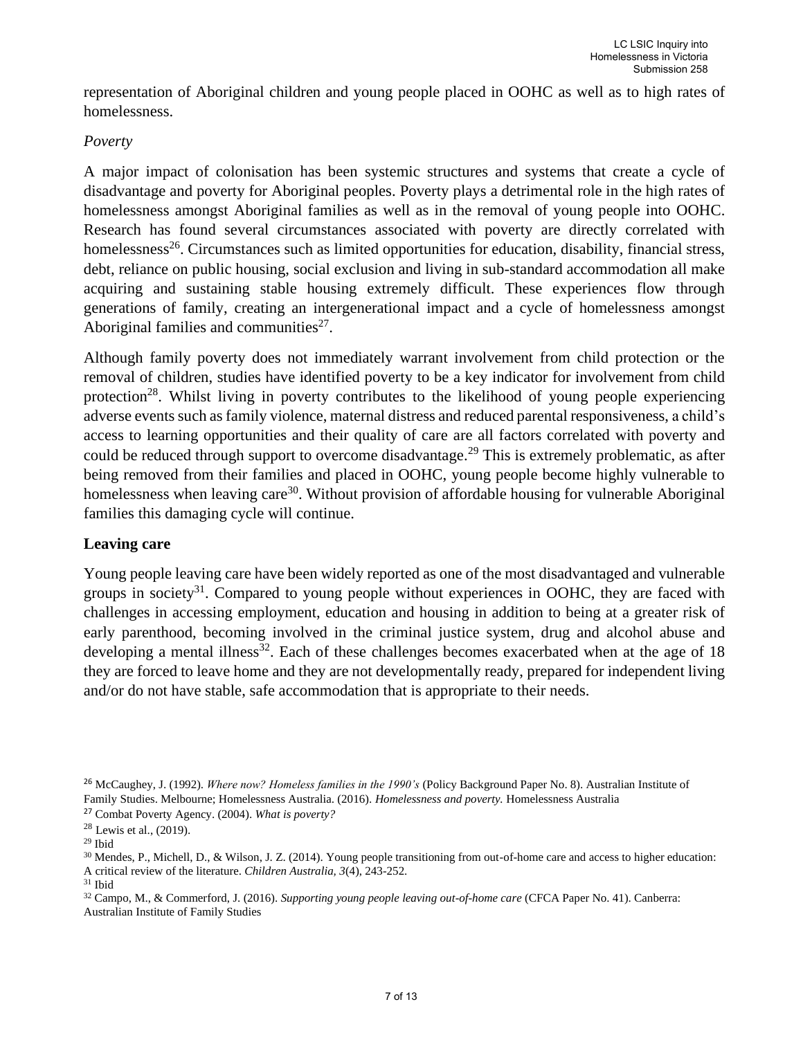representation of Aboriginal children and young people placed in OOHC as well as to high rates of homelessness.

*Poverty*

A major impact of colonisation has been systemic structures and systems that create a cycle of disadvantage and poverty for Aboriginal peoples. Poverty plays a detrimental role in the high rates of homelessness amongst Aboriginal families as well as in the removal of young people into OOHC. Research has found several circumstances associated with poverty are directly correlated with homelessness[26]. Circumstances such as limited opportunities for education, disability, financial stress, debt, reliance on public housing, social exclusion and living in sub-standard accommodation all make acquiring and sustaining stable housing extremely difficult. These experiences flow through generations of family, creating an intergenerational impact and a cycle of homelessness amongst Aboriginal families and communities[27].

Although family poverty does not immediately warrant involvement from child protection or the removal of children, studies have identified poverty to be a key indicator for involvement from child protection[28]. Whilst living in poverty contributes to the likelihood of young people experiencing adverse events such as family violence, maternal distress and reduced parental responsiveness, a child's access to learning opportunities and their quality of care are all factors correlated with poverty and could be reduced through support to overcome disadvantage.[29] This is extremely problematic, as after being removed from their families and placed in OOHC, young people become highly vulnerable to homelessness when leaving care[30]. Without provision of affordable housing for vulnerable Aboriginal families this damaging cycle will continue.

## Leaving care

Young people leaving care have been widely reported as one of the most disadvantaged and vulnerable groups in society[31]. Compared to young people without experiences in OOHC, they are faced with challenges in accessing employment, education and housing in addition to being at a greater risk of early parenthood, becoming involved in the criminal justice system, drug and alcohol abuse and developing a mental illness[32]. Each of these challenges becomes exacerbated when at the age of 18 they are forced to leave home and they are not developmentally ready, prepared for independent living and/or do not have stable, safe accommodation that is appropriate to their needs.

---

[26] McCaughey, J. (1992). *Where now? Homeless families in the 1990's* (Policy Background Paper No. 8). Australian Institute of Family Studies. Melbourne; Homelessness Australia. (2016). *Homelessness and poverty.* Homelessness Australia

[27] Combat Poverty Agency. (2004). *What is poverty?*

[28] Lewis et al., (2019).

[29] Ibid

[30] Mendes, P., Michell, D., & Wilson, J. Z. (2014). Young people transitioning from out-of-home care and access to higher education: A critical review of the literature. *Children Australia, 3*(4), 243-252.

[31] Ibid

[32] Campo, M., & Commerford, J. (2016). *Supporting young people leaving out-of-home care* (CFCA Paper No. 41). Canberra: Australian Institute of Family Studies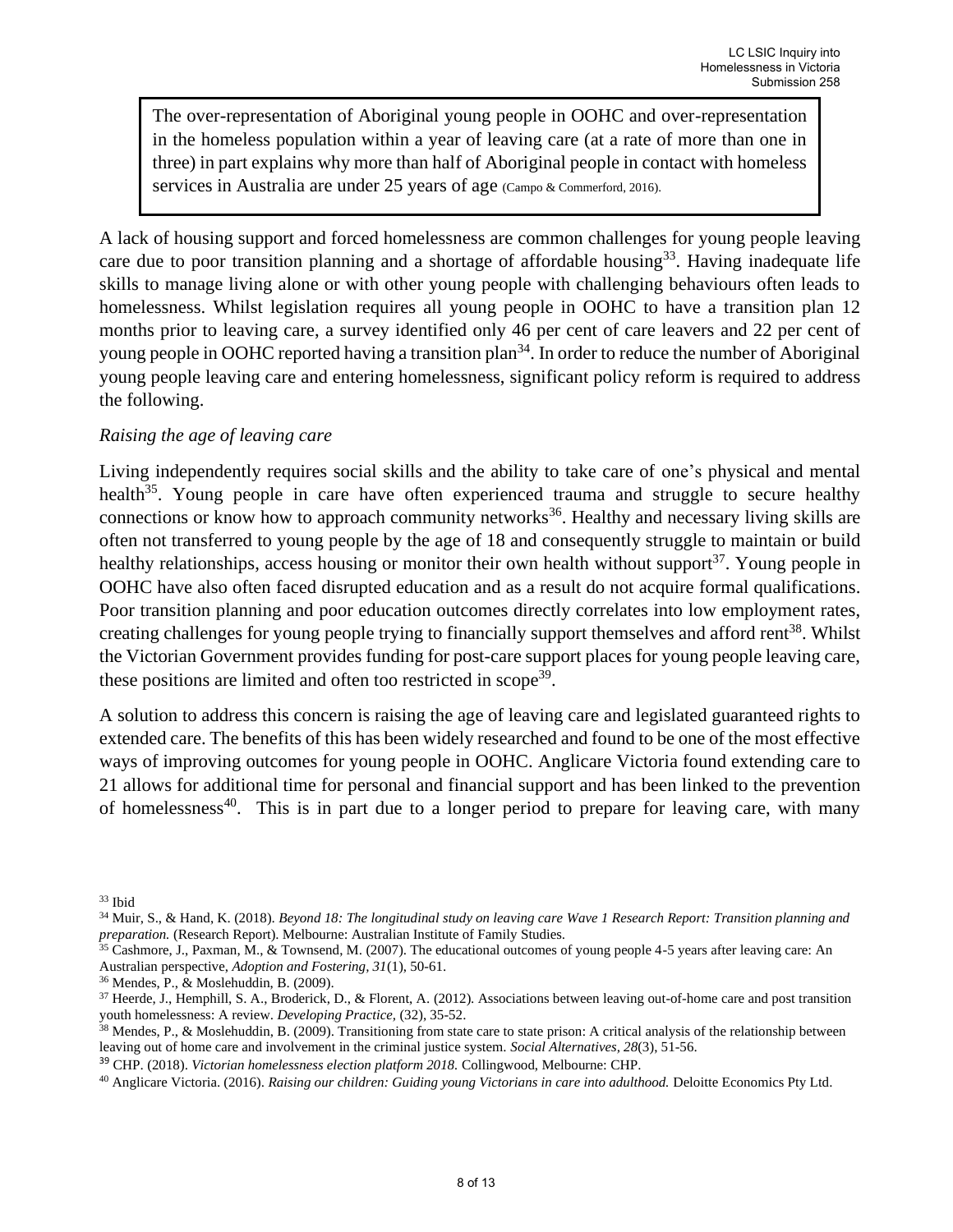> The over-representation of Aboriginal young people in OOHC and over-representation in the homeless population within a year of leaving care (at a rate of more than one in three) in part explains why more than half of Aboriginal people in contact with homeless services in Australia are under 25 years of age (Campo & Commerford, 2016).

A lack of housing support and forced homelessness are common challenges for young people leaving care due to poor transition planning and a shortage of affordable housing[33]. Having inadequate life skills to manage living alone or with other young people with challenging behaviours often leads to homelessness. Whilst legislation requires all young people in OOHC to have a transition plan 12 months prior to leaving care, a survey identified only 46 per cent of care leavers and 22 per cent of young people in OOHC reported having a transition plan[34]. In order to reduce the number of Aboriginal young people leaving care and entering homelessness, significant policy reform is required to address the following.

*Raising the age of leaving care*

Living independently requires social skills and the ability to take care of one's physical and mental health[35]. Young people in care have often experienced trauma and struggle to secure healthy connections or know how to approach community networks[36]. Healthy and necessary living skills are often not transferred to young people by the age of 18 and consequently struggle to maintain or build healthy relationships, access housing or monitor their own health without support[37]. Young people in OOHC have also often faced disrupted education and as a result do not acquire formal qualifications. Poor transition planning and poor education outcomes directly correlates into low employment rates, creating challenges for young people trying to financially support themselves and afford rent[38]. Whilst the Victorian Government provides funding for post-care support places for young people leaving care, these positions are limited and often too restricted in scope[39].

A solution to address this concern is raising the age of leaving care and legislated guaranteed rights to extended care. The benefits of this has been widely researched and found to be one of the most effective ways of improving outcomes for young people in OOHC. Anglicare Victoria found extending care to 21 allows for additional time for personal and financial support and has been linked to the prevention of homelessness[40]. This is in part due to a longer period to prepare for leaving care, with many

---

[33] Ibid

[34] Muir, S., & Hand, K. (2018). *Beyond 18: The longitudinal study on leaving care Wave 1 Research Report: Transition planning and preparation.* (Research Report). Melbourne: Australian Institute of Family Studies.

[35] Cashmore, J., Paxman, M., & Townsend, M. (2007). The educational outcomes of young people 4-5 years after leaving care: An Australian perspective, *Adoption and Fostering, 31*(1), 50-61.

[36] Mendes, P., & Moslehuddin, B. (2009).

[37] Heerde, J., Hemphill, S. A., Broderick, D., & Florent, A. (2012). Associations between leaving out-of-home care and post transition youth homelessness: A review. *Developing Practice,* (32), 35-52.

[38] Mendes, P., & Moslehuddin, B. (2009). Transitioning from state care to state prison: A critical analysis of the relationship between leaving out of home care and involvement in the criminal justice system. *Social Alternatives, 28*(3), 51-56.

[39] CHP. (2018). *Victorian homelessness election platform 2018.* Collingwood, Melbourne: CHP.

[40] Anglicare Victoria. (2016). *Raising our children: Guiding young Victorians in care into adulthood.* Deloitte Economics Pty Ltd.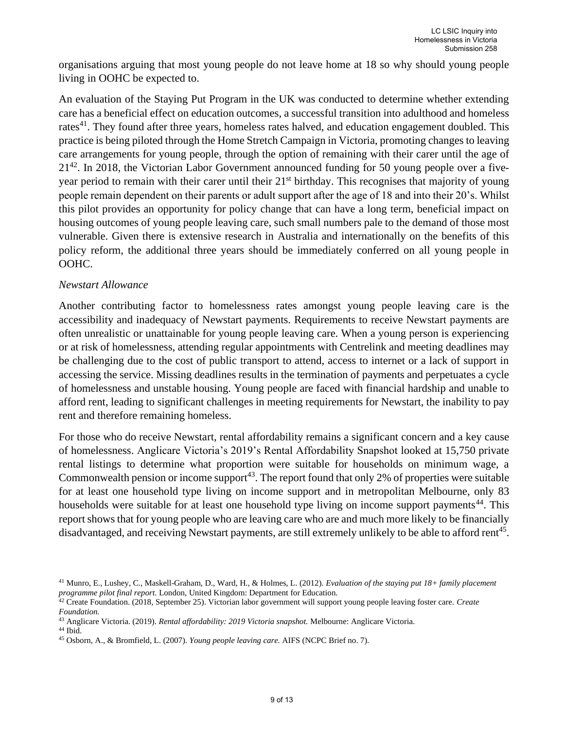organisations arguing that most young people do not leave home at 18 so why should young people living in OOHC be expected to.

An evaluation of the Staying Put Program in the UK was conducted to determine whether extending care has a beneficial effect on education outcomes, a successful transition into adulthood and homeless rates[41]. They found after three years, homeless rates halved, and education engagement doubled. This practice is being piloted through the Home Stretch Campaign in Victoria, promoting changes to leaving care arrangements for young people, through the option of remaining with their carer until the age of 21[42]. In 2018, the Victorian Labor Government announced funding for 50 young people over a five-year period to remain with their carer until their 21st birthday. This recognises that majority of young people remain dependent on their parents or adult support after the age of 18 and into their 20's. Whilst this pilot provides an opportunity for policy change that can have a long term, beneficial impact on housing outcomes of young people leaving care, such small numbers pale to the demand of those most vulnerable. Given there is extensive research in Australia and internationally on the benefits of this policy reform, the additional three years should be immediately conferred on all young people in OOHC.

*Newstart Allowance*

Another contributing factor to homelessness rates amongst young people leaving care is the accessibility and inadequacy of Newstart payments. Requirements to receive Newstart payments are often unrealistic or unattainable for young people leaving care. When a young person is experiencing or at risk of homelessness, attending regular appointments with Centrelink and meeting deadlines may be challenging due to the cost of public transport to attend, access to internet or a lack of support in accessing the service. Missing deadlines results in the termination of payments and perpetuates a cycle of homelessness and unstable housing. Young people are faced with financial hardship and unable to afford rent, leading to significant challenges in meeting requirements for Newstart, the inability to pay rent and therefore remaining homeless.

For those who do receive Newstart, rental affordability remains a significant concern and a key cause of homelessness. Anglicare Victoria's 2019's Rental Affordability Snapshot looked at 15,750 private rental listings to determine what proportion were suitable for households on minimum wage, a Commonwealth pension or income support[43]. The report found that only 2% of properties were suitable for at least one household type living on income support and in metropolitan Melbourne, only 83 households were suitable for at least one household type living on income support payments[44]. This report shows that for young people who are leaving care who are and much more likely to be financially disadvantaged, and receiving Newstart payments, are still extremely unlikely to be able to afford rent[45].

---

[41] Munro, E., Lushey, C., Maskell-Graham, D., Ward, H., & Holmes, L. (2012). *Evaluation of the staying put 18+ family placement programme pilot final report.* London, United Kingdom: Department for Education.

[42] Create Foundation. (2018, September 25). Victorian labor government will support young people leaving foster care. *Create Foundation.*

[43] Anglicare Victoria. (2019). *Rental affordability: 2019 Victoria snapshot.* Melbourne: Anglicare Victoria.

[44] Ibid.

[45] Osborn, A., & Bromfield, L. (2007). *Young people leaving care.* AIFS (NCPC Brief no. 7).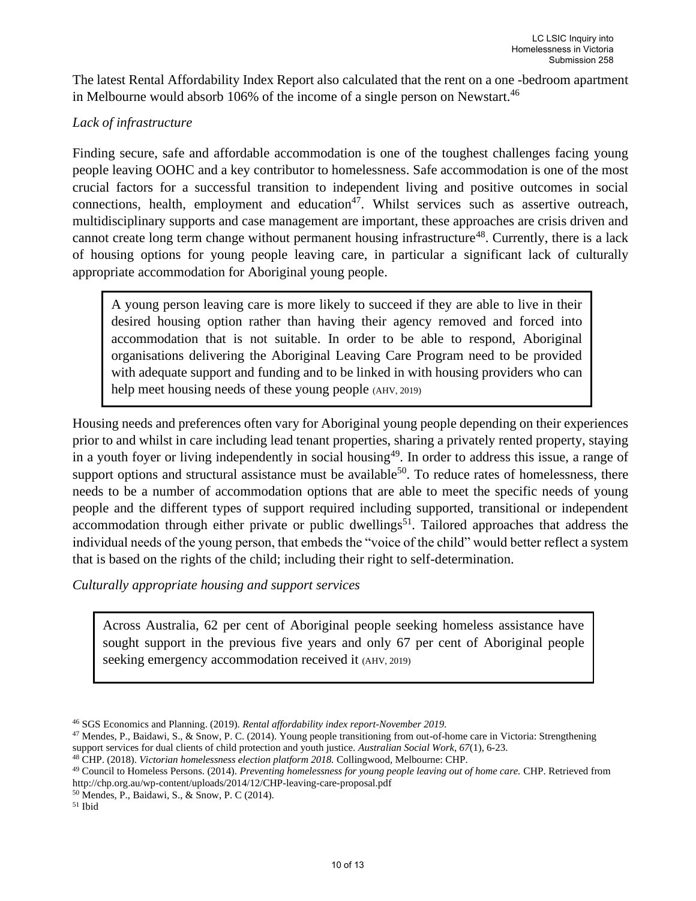The latest Rental Affordability Index Report also calculated that the rent on a one -bedroom apartment in Melbourne would absorb 106% of the income of a single person on Newstart.[46]

*Lack of infrastructure*

Finding secure, safe and affordable accommodation is one of the toughest challenges facing young people leaving OOHC and a key contributor to homelessness. Safe accommodation is one of the most crucial factors for a successful transition to independent living and positive outcomes in social connections, health, employment and education[47]. Whilst services such as assertive outreach, multidisciplinary supports and case management are important, these approaches are crisis driven and cannot create long term change without permanent housing infrastructure[48]. Currently, there is a lack of housing options for young people leaving care, in particular a significant lack of culturally appropriate accommodation for Aboriginal young people.

> A young person leaving care is more likely to succeed if they are able to live in their desired housing option rather than having their agency removed and forced into accommodation that is not suitable. In order to be able to respond, Aboriginal organisations delivering the Aboriginal Leaving Care Program need to be provided with adequate support and funding and to be linked in with housing providers who can help meet housing needs of these young people (AHV, 2019)

Housing needs and preferences often vary for Aboriginal young people depending on their experiences prior to and whilst in care including lead tenant properties, sharing a privately rented property, staying in a youth foyer or living independently in social housing[49]. In order to address this issue, a range of support options and structural assistance must be available[50]. To reduce rates of homelessness, there needs to be a number of accommodation options that are able to meet the specific needs of young people and the different types of support required including supported, transitional or independent accommodation through either private or public dwellings[51]. Tailored approaches that address the individual needs of the young person, that embeds the "voice of the child" would better reflect a system that is based on the rights of the child; including their right to self-determination.

*Culturally appropriate housing and support services*

> Across Australia, 62 per cent of Aboriginal people seeking homeless assistance have sought support in the previous five years and only 67 per cent of Aboriginal people seeking emergency accommodation received it (AHV, 2019)

[46] SGS Economics and Planning. (2019). *Rental affordability index report-November 2019.*

[47] Mendes, P., Baidawi, S., & Snow, P. C. (2014). Young people transitioning from out-of-home care in Victoria: Strengthening support services for dual clients of child protection and youth justice. *Australian Social Work, 67*(1), 6-23.

[48] CHP. (2018). *Victorian homelessness election platform 2018.* Collingwood, Melbourne: CHP.

[49] Council to Homeless Persons. (2014). *Preventing homelessness for young people leaving out of home care.* CHP. Retrieved from http://chp.org.au/wp-content/uploads/2014/12/CHP-leaving-care-proposal.pdf

[50] Mendes, P., Baidawi, S., & Snow, P. C (2014).

[51] Ibid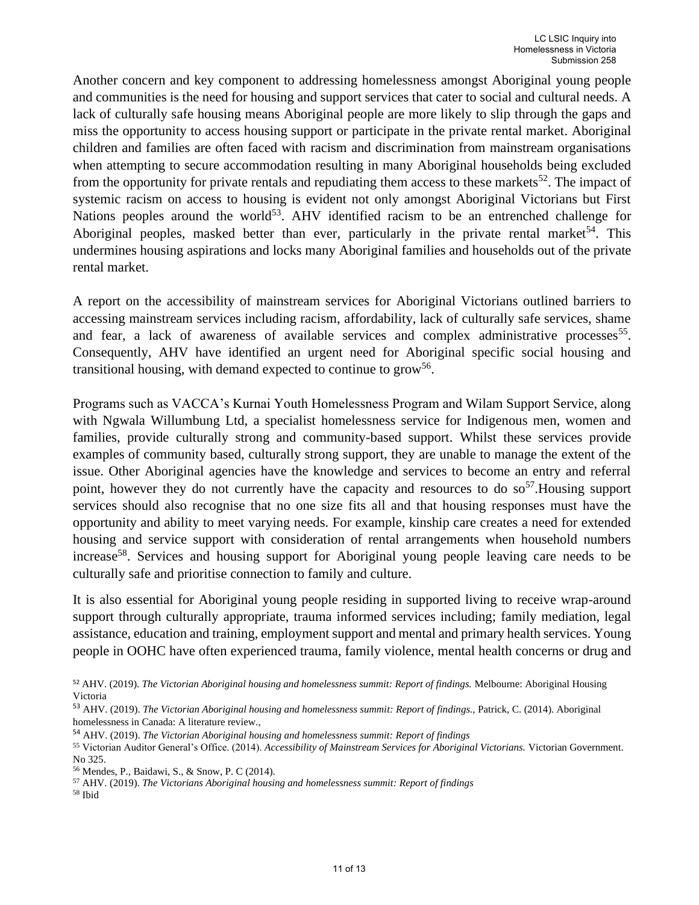Another concern and key component to addressing homelessness amongst Aboriginal young people and communities is the need for housing and support services that cater to social and cultural needs. A lack of culturally safe housing means Aboriginal people are more likely to slip through the gaps and miss the opportunity to access housing support or participate in the private rental market. Aboriginal children and families are often faced with racism and discrimination from mainstream organisations when attempting to secure accommodation resulting in many Aboriginal households being excluded from the opportunity for private rentals and repudiating them access to these markets[52]. The impact of systemic racism on access to housing is evident not only amongst Aboriginal Victorians but First Nations peoples around the world[53]. AHV identified racism to be an entrenched challenge for Aboriginal peoples, masked better than ever, particularly in the private rental market[54]. This undermines housing aspirations and locks many Aboriginal families and households out of the private rental market.

A report on the accessibility of mainstream services for Aboriginal Victorians outlined barriers to accessing mainstream services including racism, affordability, lack of culturally safe services, shame and fear, a lack of awareness of available services and complex administrative processes[55]. Consequently, AHV have identified an urgent need for Aboriginal specific social housing and transitional housing, with demand expected to continue to grow[56].

Programs such as VACCA's Kurnai Youth Homelessness Program and Wilam Support Service, along with Ngwala Willumbung Ltd, a specialist homelessness service for Indigenous men, women and families, provide culturally strong and community-based support. Whilst these services provide examples of community based, culturally strong support, they are unable to manage the extent of the issue. Other Aboriginal agencies have the knowledge and services to become an entry and referral point, however they do not currently have the capacity and resources to do so[57].Housing support services should also recognise that no one size fits all and that housing responses must have the opportunity and ability to meet varying needs. For example, kinship care creates a need for extended housing and service support with consideration of rental arrangements when household numbers increase[58]. Services and housing support for Aboriginal young people leaving care needs to be culturally safe and prioritise connection to family and culture.

It is also essential for Aboriginal young people residing in supported living to receive wrap-around support through culturally appropriate, trauma informed services including; family mediation, legal assistance, education and training, employment support and mental and primary health services. Young people in OOHC have often experienced trauma, family violence, mental health concerns or drug and

[52] AHV. (2019). *The Victorian Aboriginal housing and homelessness summit: Report of findings.* Melbourne: Aboriginal Housing Victoria

[53] AHV. (2019). *The Victorian Aboriginal housing and homelessness summit: Report of findings.,* Patrick, C. (2014). Aboriginal homelessness in Canada: A literature review.,

[54] AHV. (2019). *The Victorian Aboriginal housing and homelessness summit: Report of findings*

[55] Victorian Auditor General's Office. (2014). *Accessibility of Mainstream Services for Aboriginal Victorians.* Victorian Government. No 325.

[56] Mendes, P., Baidawi, S., & Snow, P. C (2014).

[57] AHV. (2019). *The Victorians Aboriginal housing and homelessness summit: Report of findings*

[58] Ibid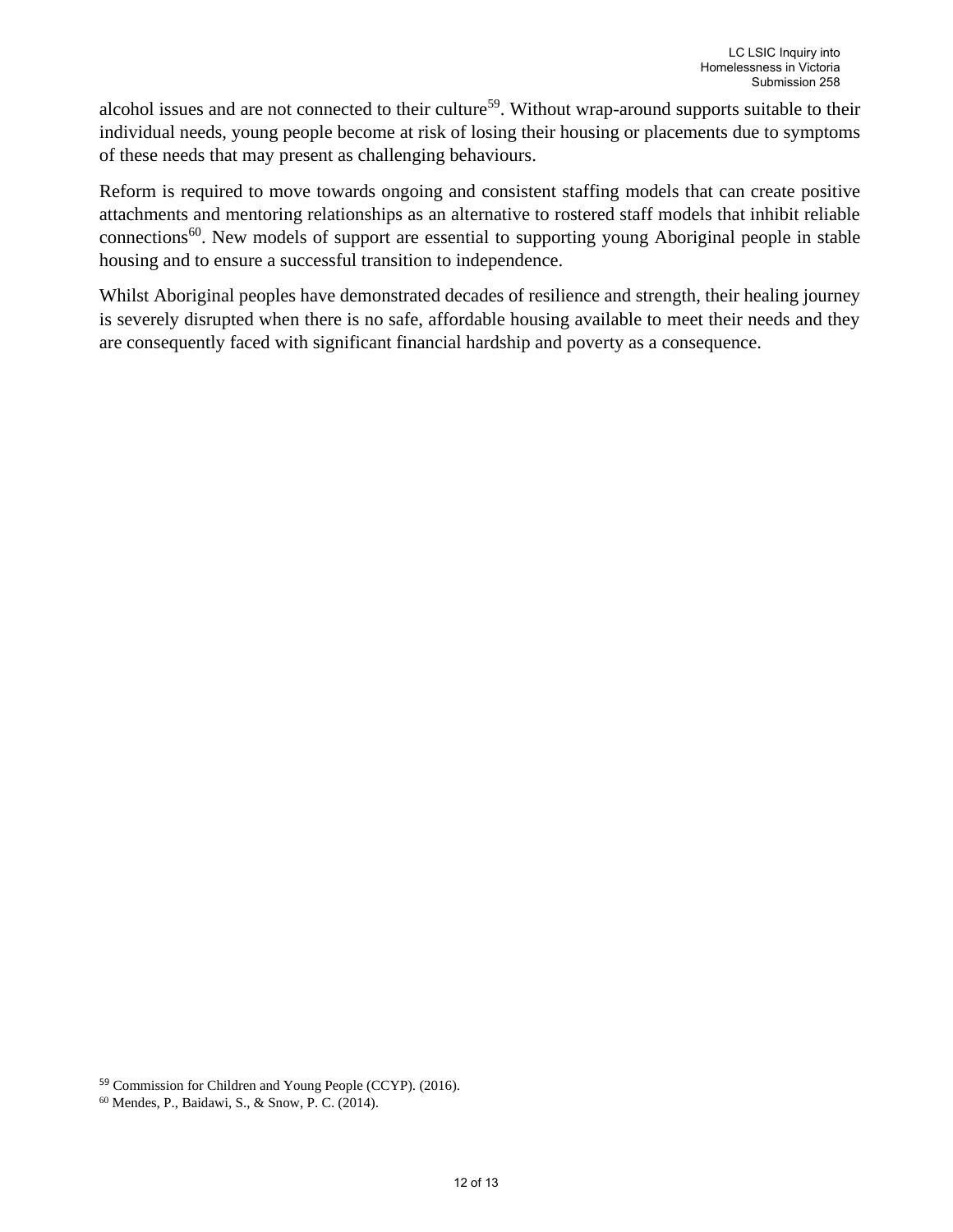alcohol issues and are not connected to their culture[59]. Without wrap-around supports suitable to their individual needs, young people become at risk of losing their housing or placements due to symptoms of these needs that may present as challenging behaviours.

Reform is required to move towards ongoing and consistent staffing models that can create positive attachments and mentoring relationships as an alternative to rostered staff models that inhibit reliable connections[60]. New models of support are essential to supporting young Aboriginal people in stable housing and to ensure a successful transition to independence.

Whilst Aboriginal peoples have demonstrated decades of resilience and strength, their healing journey is severely disrupted when there is no safe, affordable housing available to meet their needs and they are consequently faced with significant financial hardship and poverty as a consequence.

[59] Commission for Children and Young People (CCYP). (2016).
[60] Mendes, P., Baidawi, S., & Snow, P. C. (2014).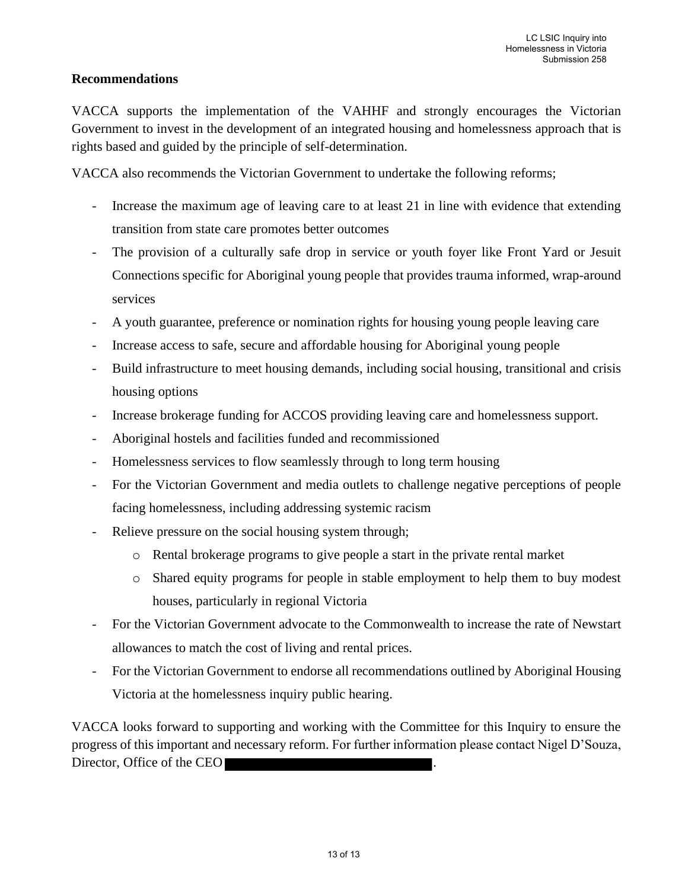## Recommendations

VACCA supports the implementation of the VAHHF and strongly encourages the Victorian Government to invest in the development of an integrated housing and homelessness approach that is rights based and guided by the principle of self-determination.

VACCA also recommends the Victorian Government to undertake the following reforms;

- Increase the maximum age of leaving care to at least 21 in line with evidence that extending transition from state care promotes better outcomes
- The provision of a culturally safe drop in service or youth foyer like Front Yard or Jesuit Connections specific for Aboriginal young people that provides trauma informed, wrap-around services
- A youth guarantee, preference or nomination rights for housing young people leaving care
- Increase access to safe, secure and affordable housing for Aboriginal young people
- Build infrastructure to meet housing demands, including social housing, transitional and crisis housing options
- Increase brokerage funding for ACCOS providing leaving care and homelessness support.
- Aboriginal hostels and facilities funded and recommissioned
- Homelessness services to flow seamlessly through to long term housing
- For the Victorian Government and media outlets to challenge negative perceptions of people facing homelessness, including addressing systemic racism
- Relieve pressure on the social housing system through;
  - Rental brokerage programs to give people a start in the private rental market
  - Shared equity programs for people in stable employment to help them to buy modest houses, particularly in regional Victoria
- For the Victorian Government advocate to the Commonwealth to increase the rate of Newstart allowances to match the cost of living and rental prices.
- For the Victorian Government to endorse all recommendations outlined by Aboriginal Housing Victoria at the homelessness inquiry public hearing.

VACCA looks forward to supporting and working with the Committee for this Inquiry to ensure the progress of this important and necessary reform. For further information please contact Nigel D'Souza, Director, Office of the CEO [redacted].